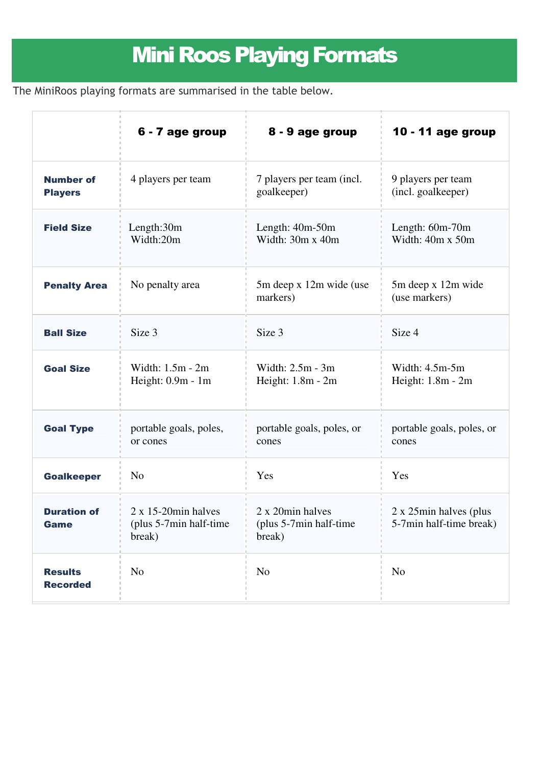# Mini Roos Playing Formats

The MiniRoos playing formats are summarised in the table below.

| | **6 - 7 age group** | **8 - 9 age group** | **10 - 11 age group** |
|---|---|---|---|
| **Number of Players** | 4 players per team | 7 players per team (incl. goalkeeper) | 9 players per team (incl. goalkeeper) |
| **Field Size** | Length:30m<br>Width:20m | Length: 40m-50m<br>Width: 30m x 40m | Length: 60m-70m<br>Width: 40m x 50m |
| **Penalty Area** | No penalty area | 5m deep x 12m wide (use markers) | 5m deep x 12m wide (use markers) |
| **Ball Size** | Size 3 | Size 3 | Size 4 |
| **Goal Size** | Width: 1.5m - 2m<br>Height: 0.9m - 1m | Width: 2.5m - 3m<br>Height: 1.8m - 2m | Width: 4.5m-5m<br>Height: 1.8m - 2m |
| **Goal Type** | portable goals, poles, or cones | portable goals, poles, or cones | portable goals, poles, or cones |
| **Goalkeeper** | No | Yes | Yes |
| **Duration of Game** | 2 x 15-20min halves (plus 5-7min half-time break) | 2 x 20min halves (plus 5-7min half-time break) | 2 x 25min halves (plus 5-7min half-time break) |
| **Results Recorded** | No | No | No |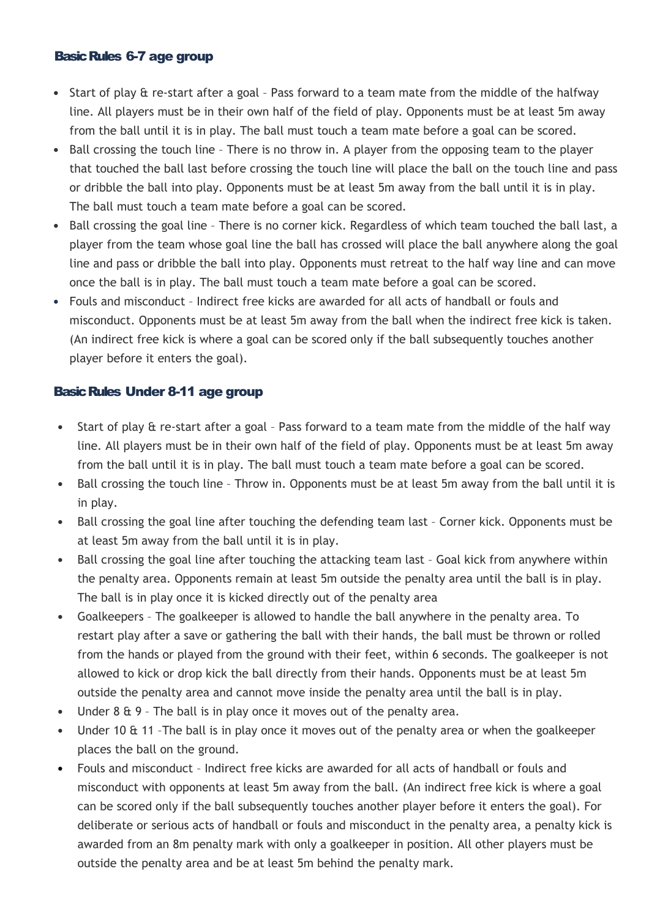## Basic Rules 6-7 age group

- Start of play & re-start after a goal – Pass forward to a team mate from the middle of the halfway line. All players must be in their own half of the field of play. Opponents must be at least 5m away from the ball until it is in play. The ball must touch a team mate before a goal can be scored.
- Ball crossing the touch line – There is no throw in. A player from the opposing team to the player that touched the ball last before crossing the touch line will place the ball on the touch line and pass or dribble the ball into play. Opponents must be at least 5m away from the ball until it is in play. The ball must touch a team mate before a goal can be scored.
- Ball crossing the goal line – There is no corner kick. Regardless of which team touched the ball last, a player from the team whose goal line the ball has crossed will place the ball anywhere along the goal line and pass or dribble the ball into play. Opponents must retreat to the half way line and can move once the ball is in play. The ball must touch a team mate before a goal can be scored.
- Fouls and misconduct – Indirect free kicks are awarded for all acts of handball or fouls and misconduct. Opponents must be at least 5m away from the ball when the indirect free kick is taken. (An indirect free kick is where a goal can be scored only if the ball subsequently touches another player before it enters the goal).

## Basic Rules Under 8-11 age group

- Start of play & re-start after a goal – Pass forward to a team mate from the middle of the half way line. All players must be in their own half of the field of play. Opponents must be at least 5m away from the ball until it is in play. The ball must touch a team mate before a goal can be scored.
- Ball crossing the touch line – Throw in. Opponents must be at least 5m away from the ball until it is in play.
- Ball crossing the goal line after touching the defending team last – Corner kick. Opponents must be at least 5m away from the ball until it is in play.
- Ball crossing the goal line after touching the attacking team last – Goal kick from anywhere within the penalty area. Opponents remain at least 5m outside the penalty area until the ball is in play. The ball is in play once it is kicked directly out of the penalty area
- Goalkeepers – The goalkeeper is allowed to handle the ball anywhere in the penalty area. To restart play after a save or gathering the ball with their hands, the ball must be thrown or rolled from the hands or played from the ground with their feet, within 6 seconds. The goalkeeper is not allowed to kick or drop kick the ball directly from their hands. Opponents must be at least 5m outside the penalty area and cannot move inside the penalty area until the ball is in play.
- Under 8 & 9 – The ball is in play once it moves out of the penalty area.
- Under 10 & 11 –The ball is in play once it moves out of the penalty area or when the goalkeeper places the ball on the ground.
- Fouls and misconduct – Indirect free kicks are awarded for all acts of handball or fouls and misconduct with opponents at least 5m away from the ball. (An indirect free kick is where a goal can be scored only if the ball subsequently touches another player before it enters the goal). For deliberate or serious acts of handball or fouls and misconduct in the penalty area, a penalty kick is awarded from an 8m penalty mark with only a goalkeeper in position. All other players must be outside the penalty area and be at least 5m behind the penalty mark.